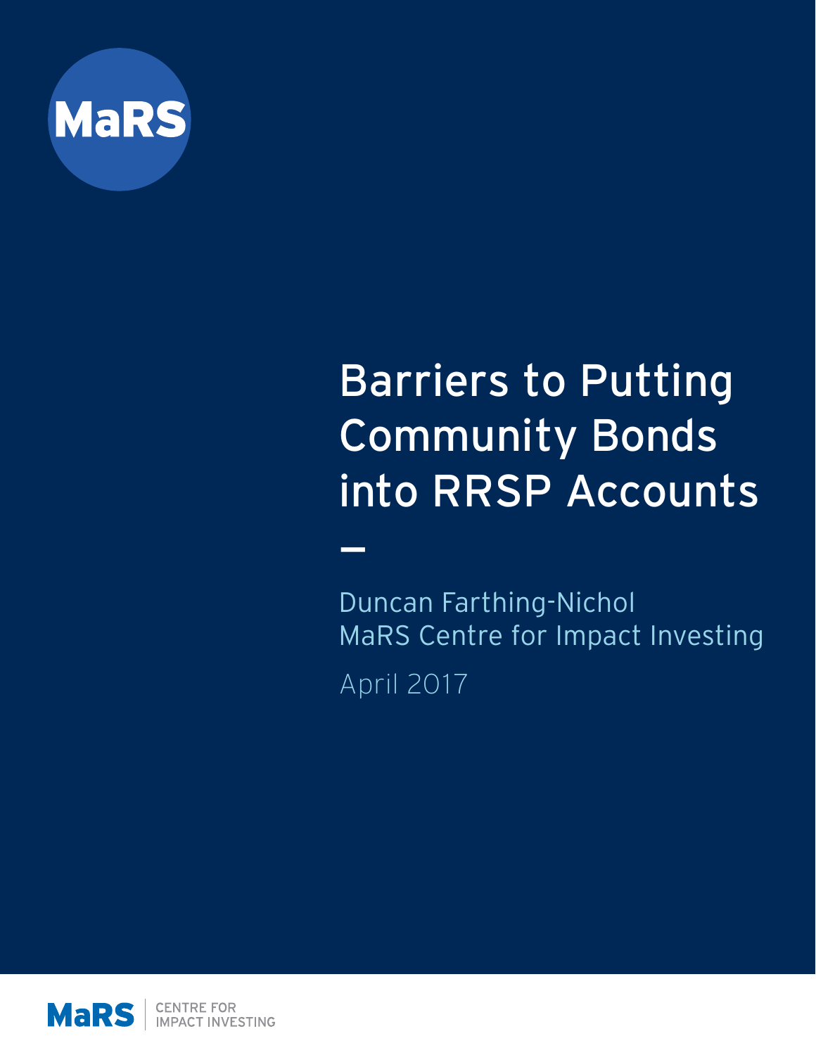MaRS

# Barriers to Putting Community Bonds into RRSP Accounts

—

Duncan Farthing-Nichol
MaRS Centre for Impact Investing

April 2017

MaRS | CENTRE FOR IMPACT INVESTING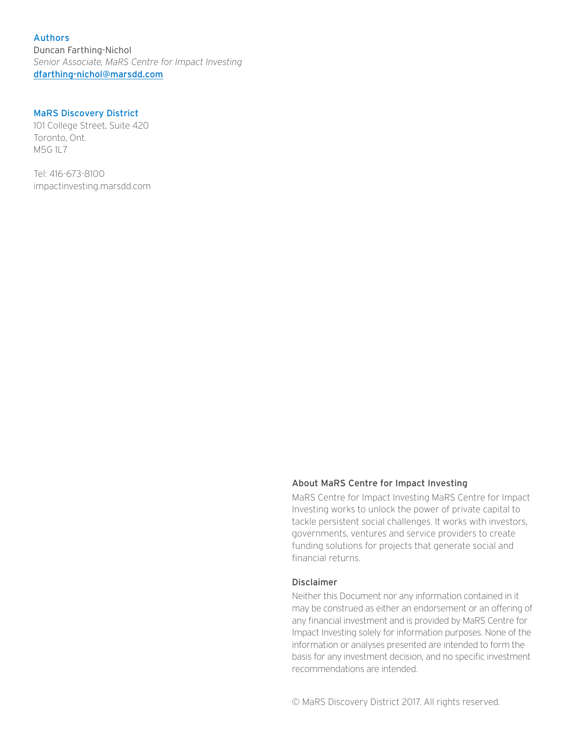### Authors

Duncan Farthing-Nichol
*Senior Associate, MaRS Centre for Impact Investing*
dfarthing-nichol@marsdd.com

### MaRS Discovery District

101 College Street, Suite 420
Toronto, Ont.
M5G 1L7

Tel: 416-673-8100
impactinvesting.marsdd.com

### About MaRS Centre for Impact Investing

MaRS Centre for Impact Investing MaRS Centre for Impact Investing works to unlock the power of private capital to tackle persistent social challenges. It works with investors, governments, ventures and service providers to create funding solutions for projects that generate social and financial returns.

### Disclaimer

Neither this Document nor any information contained in it may be construed as either an endorsement or an offering of any financial investment and is provided by MaRS Centre for Impact Investing solely for information purposes. None of the information or analyses presented are intended to form the basis for any investment decision, and no specific investment recommendations are intended.

© MaRS Discovery District 2017. All rights reserved.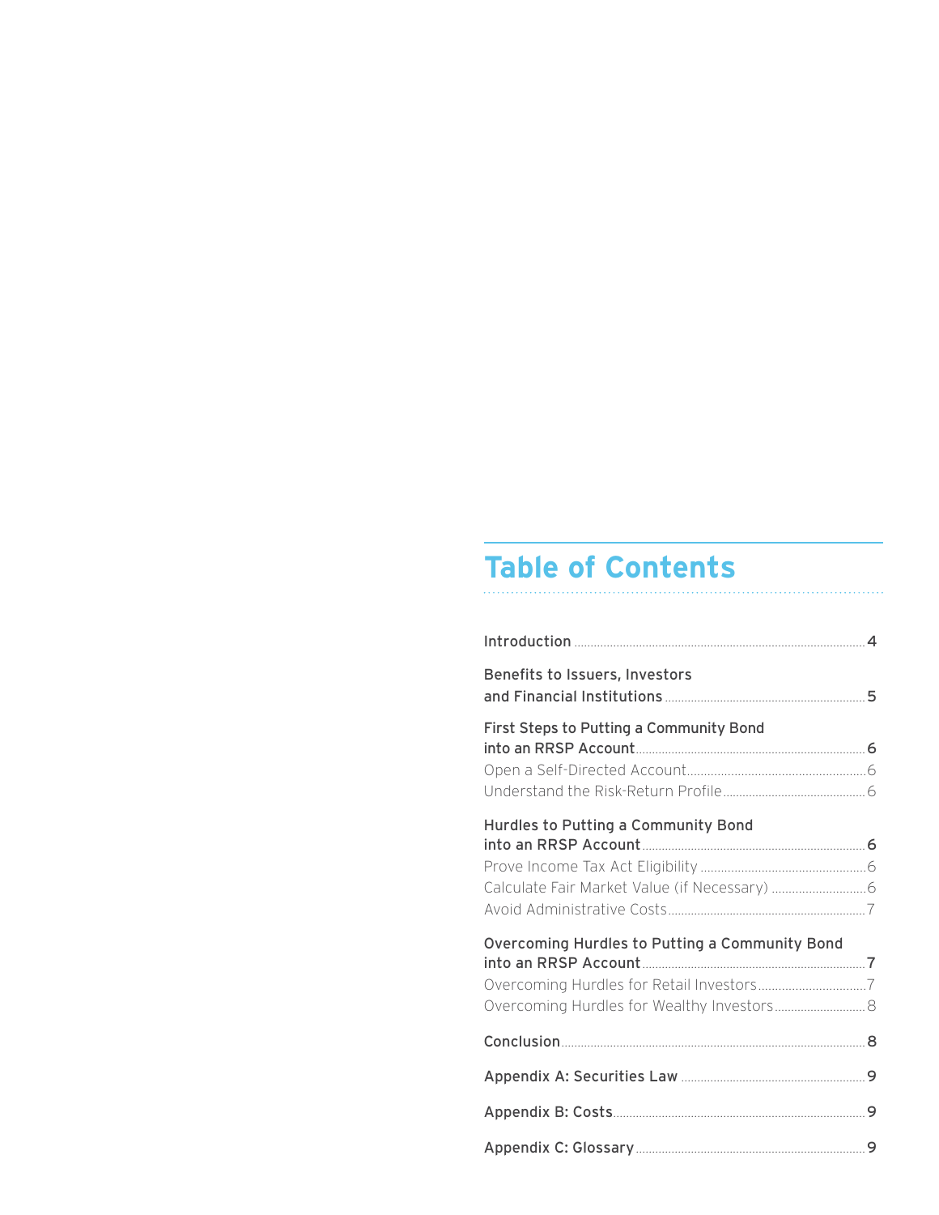# Table of Contents

Introduction .......... 4

Benefits to Issuers, Investors and Financial Institutions .......... 5

First Steps to Putting a Community Bond into an RRSP Account .......... 6
- Open a Self-Directed Account .......... 6
- Understand the Risk-Return Profile .......... 6

Hurdles to Putting a Community Bond into an RRSP Account .......... 6
- Prove Income Tax Act Eligibility .......... 6
- Calculate Fair Market Value (if Necessary) .......... 6
- Avoid Administrative Costs .......... 7

Overcoming Hurdles to Putting a Community Bond into an RRSP Account .......... 7
- Overcoming Hurdles for Retail Investors .......... 7
- Overcoming Hurdles for Wealthy Investors .......... 8

Conclusion .......... 8

Appendix A: Securities Law .......... 9

Appendix B: Costs .......... 9

Appendix C: Glossary .......... 9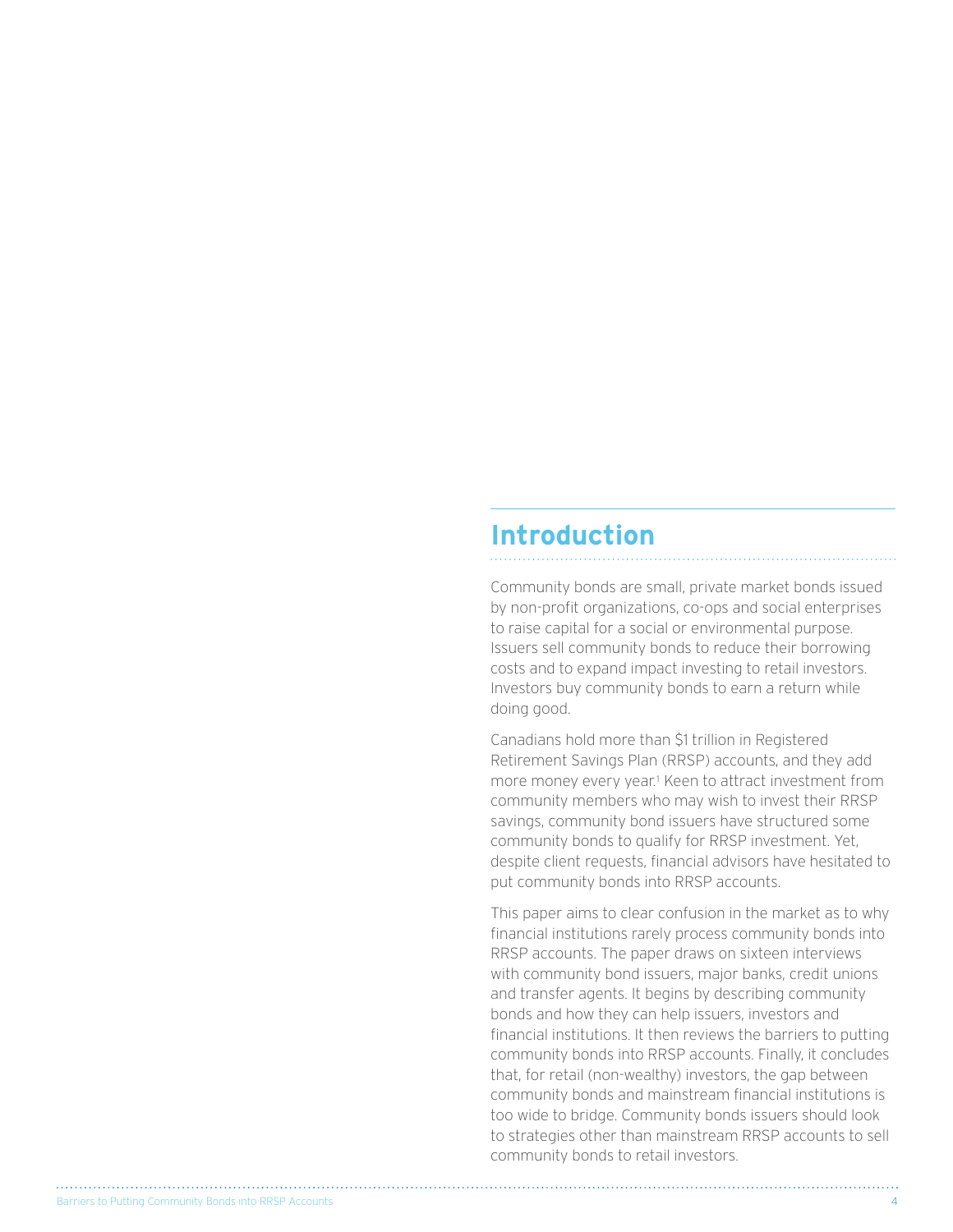## Introduction

Community bonds are small, private market bonds issued by non-profit organizations, co-ops and social enterprises to raise capital for a social or environmental purpose. Issuers sell community bonds to reduce their borrowing costs and to expand impact investing to retail investors. Investors buy community bonds to earn a return while doing good.

Canadians hold more than $1 trillion in Registered Retirement Savings Plan (RRSP) accounts, and they add more money every year.[1] Keen to attract investment from community members who may wish to invest their RRSP savings, community bond issuers have structured some community bonds to qualify for RRSP investment. Yet, despite client requests, financial advisors have hesitated to put community bonds into RRSP accounts.

This paper aims to clear confusion in the market as to why financial institutions rarely process community bonds into RRSP accounts. The paper draws on sixteen interviews with community bond issuers, major banks, credit unions and transfer agents. It begins by describing community bonds and how they can help issuers, investors and financial institutions. It then reviews the barriers to putting community bonds into RRSP accounts. Finally, it concludes that, for retail (non-wealthy) investors, the gap between community bonds and mainstream financial institutions is too wide to bridge. Community bonds issuers should look to strategies other than mainstream RRSP accounts to sell community bonds to retail investors.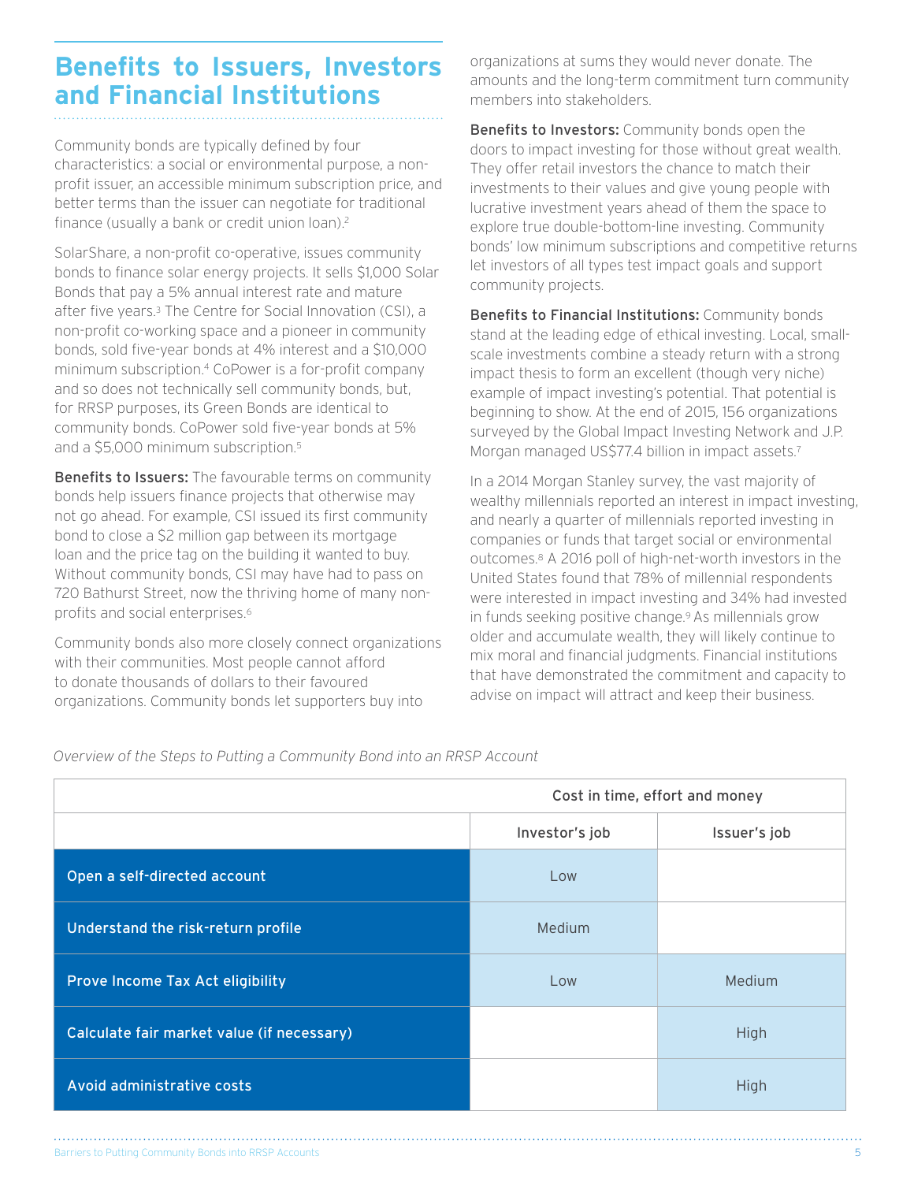## Benefits to Issuers, Investors and Financial Institutions

Community bonds are typically defined by four characteristics: a social or environmental purpose, a non-profit issuer, an accessible minimum subscription price, and better terms than the issuer can negotiate for traditional finance (usually a bank or credit union loan).[2]

SolarShare, a non-profit co-operative, issues community bonds to finance solar energy projects. It sells $1,000 Solar Bonds that pay a 5% annual interest rate and mature after five years.[3] The Centre for Social Innovation (CSI), a non-profit co-working space and a pioneer in community bonds, sold five-year bonds at 4% interest and a $10,000 minimum subscription.[4] CoPower is a for-profit company and so does not technically sell community bonds, but, for RRSP purposes, its Green Bonds are identical to community bonds. CoPower sold five-year bonds at 5% and a $5,000 minimum subscription.[5]

**Benefits to Issuers:** The favourable terms on community bonds help issuers finance projects that otherwise may not go ahead. For example, CSI issued its first community bond to close a $2 million gap between its mortgage loan and the price tag on the building it wanted to buy. Without community bonds, CSI may have had to pass on 720 Bathurst Street, now the thriving home of many non-profits and social enterprises.[6]

Community bonds also more closely connect organizations with their communities. Most people cannot afford to donate thousands of dollars to their favoured organizations. Community bonds let supporters buy into organizations at sums they would never donate. The amounts and the long-term commitment turn community members into stakeholders.

**Benefits to Investors:** Community bonds open the doors to impact investing for those without great wealth. They offer retail investors the chance to match their investments to their values and give young people with lucrative investment years ahead of them the space to explore true double-bottom-line investing. Community bonds' low minimum subscriptions and competitive returns let investors of all types test impact goals and support community projects.

**Benefits to Financial Institutions:** Community bonds stand at the leading edge of ethical investing. Local, small-scale investments combine a steady return with a strong impact thesis to form an excellent (though very niche) example of impact investing's potential. That potential is beginning to show. At the end of 2015, 156 organizations surveyed by the Global Impact Investing Network and J.P. Morgan managed US$77.4 billion in impact assets.[7]

In a 2014 Morgan Stanley survey, the vast majority of wealthy millennials reported an interest in impact investing, and nearly a quarter of millennials reported investing in companies or funds that target social or environmental outcomes.[8] A 2016 poll of high-net-worth investors in the United States found that 78% of millennial respondents were interested in impact investing and 34% had invested in funds seeking positive change.[9] As millennials grow older and accumulate wealth, they will likely continue to mix moral and financial judgments. Financial institutions that have demonstrated the commitment and capacity to advise on impact will attract and keep their business.

*Overview of the Steps to Putting a Community Bond into an RRSP Account*

| | Cost in time, effort and money | |
|---|---|---|
| | Investor's job | Issuer's job |
| Open a self-directed account | Low | |
| Understand the risk-return profile | Medium | |
| Prove Income Tax Act eligibility | Low | Medium |
| Calculate fair market value (if necessary) | | High |
| Avoid administrative costs | | High |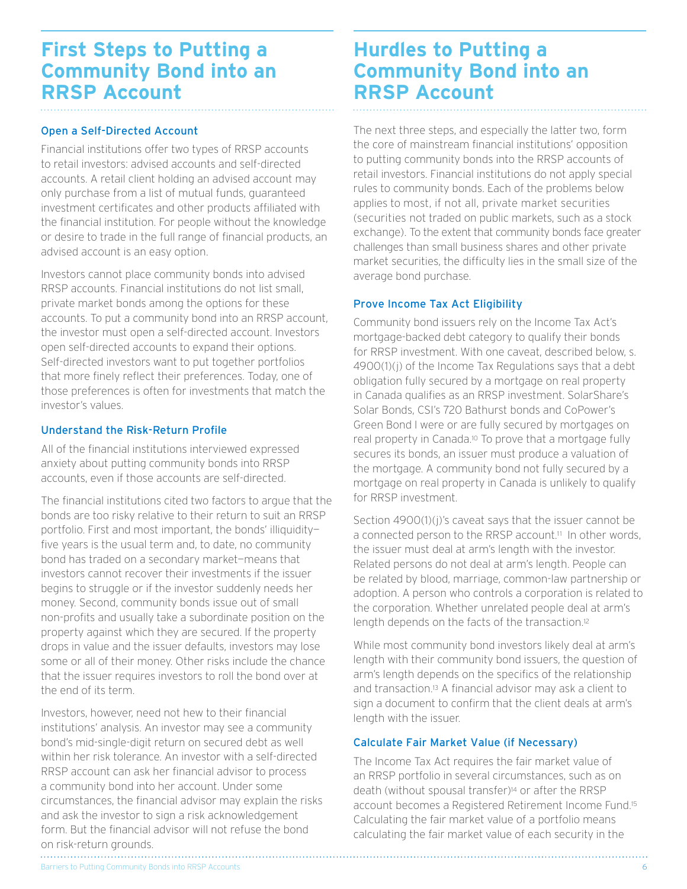## First Steps to Putting a Community Bond into an RRSP Account

### Open a Self-Directed Account

Financial institutions offer two types of RRSP accounts to retail investors: advised accounts and self-directed accounts. A retail client holding an advised account may only purchase from a list of mutual funds, guaranteed investment certificates and other products affiliated with the financial institution. For people without the knowledge or desire to trade in the full range of financial products, an advised account is an easy option.

Investors cannot place community bonds into advised RRSP accounts. Financial institutions do not list small, private market bonds among the options for these accounts. To put a community bond into an RRSP account, the investor must open a self-directed account. Investors open self-directed accounts to expand their options. Self-directed investors want to put together portfolios that more finely reflect their preferences. Today, one of those preferences is often for investments that match the investor's values.

### Understand the Risk-Return Profile

All of the financial institutions interviewed expressed anxiety about putting community bonds into RRSP accounts, even if those accounts are self-directed.

The financial institutions cited two factors to argue that the bonds are too risky relative to their return to suit an RRSP portfolio. First and most important, the bonds' illiquidity—five years is the usual term and, to date, no community bond has traded on a secondary market—means that investors cannot recover their investments if the issuer begins to struggle or if the investor suddenly needs her money. Second, community bonds issue out of small non-profits and usually take a subordinate position on the property against which they are secured. If the property drops in value and the issuer defaults, investors may lose some or all of their money. Other risks include the chance that the issuer requires investors to roll the bond over at the end of its term.

Investors, however, need not hew to their financial institutions' analysis. An investor may see a community bond's mid-single-digit return on secured debt as well within her risk tolerance. An investor with a self-directed RRSP account can ask her financial advisor to process a community bond into her account. Under some circumstances, the financial advisor may explain the risks and ask the investor to sign a risk acknowledgement form. But the financial advisor will not refuse the bond on risk-return grounds.

## Hurdles to Putting a Community Bond into an RRSP Account

The next three steps, and especially the latter two, form the core of mainstream financial institutions' opposition to putting community bonds into the RRSP accounts of retail investors. Financial institutions do not apply special rules to community bonds. Each of the problems below applies to most, if not all, private market securities (securities not traded on public markets, such as a stock exchange). To the extent that community bonds face greater challenges than small business shares and other private market securities, the difficulty lies in the small size of the average bond purchase.

### Prove Income Tax Act Eligibility

Community bond issuers rely on the Income Tax Act's mortgage-backed debt category to qualify their bonds for RRSP investment. With one caveat, described below, s. 4900(1)(j) of the Income Tax Regulations says that a debt obligation fully secured by a mortgage on real property in Canada qualifies as an RRSP investment. SolarShare's Solar Bonds, CSI's 720 Bathurst bonds and CoPower's Green Bond I were or are fully secured by mortgages on real property in Canada.[10] To prove that a mortgage fully secures its bonds, an issuer must produce a valuation of the mortgage. A community bond not fully secured by a mortgage on real property in Canada is unlikely to qualify for RRSP investment.

Section 4900(1)(j)'s caveat says that the issuer cannot be a connected person to the RRSP account.[11] In other words, the issuer must deal at arm's length with the investor. Related persons do not deal at arm's length. People can be related by blood, marriage, common-law partnership or adoption. A person who controls a corporation is related to the corporation. Whether unrelated people deal at arm's length depends on the facts of the transaction.[12]

While most community bond investors likely deal at arm's length with their community bond issuers, the question of arm's length depends on the specifics of the relationship and transaction.[13] A financial advisor may ask a client to sign a document to confirm that the client deals at arm's length with the issuer.

### Calculate Fair Market Value (if Necessary)

The Income Tax Act requires the fair market value of an RRSP portfolio in several circumstances, such as on death (without spousal transfer)[14] or after the RRSP account becomes a Registered Retirement Income Fund.[15] Calculating the fair market value of a portfolio means calculating the fair market value of each security in the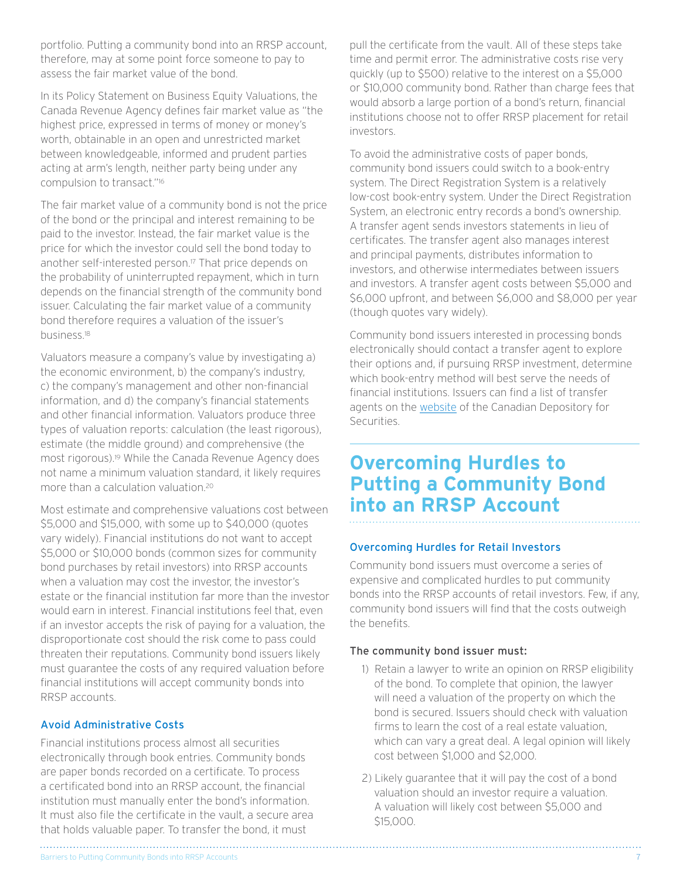portfolio. Putting a community bond into an RRSP account, therefore, may at some point force someone to pay to assess the fair market value of the bond.

In its Policy Statement on Business Equity Valuations, the Canada Revenue Agency defines fair market value as "the highest price, expressed in terms of money or money's worth, obtainable in an open and unrestricted market between knowledgeable, informed and prudent parties acting at arm's length, neither party being under any compulsion to transact."[16]

The fair market value of a community bond is not the price of the bond or the principal and interest remaining to be paid to the investor. Instead, the fair market value is the price for which the investor could sell the bond today to another self-interested person.[17] That price depends on the probability of uninterrupted repayment, which in turn depends on the financial strength of the community bond issuer. Calculating the fair market value of a community bond therefore requires a valuation of the issuer's business.[18]

Valuators measure a company's value by investigating a) the economic environment, b) the company's industry, c) the company's management and other non-financial information, and d) the company's financial statements and other financial information. Valuators produce three types of valuation reports: calculation (the least rigorous), estimate (the middle ground) and comprehensive (the most rigorous).[19] While the Canada Revenue Agency does not name a minimum valuation standard, it likely requires more than a calculation valuation.[20]

Most estimate and comprehensive valuations cost between $5,000 and $15,000, with some up to $40,000 (quotes vary widely). Financial institutions do not want to accept $5,000 or $10,000 bonds (common sizes for community bond purchases by retail investors) into RRSP accounts when a valuation may cost the investor, the investor's estate or the financial institution far more than the investor would earn in interest. Financial institutions feel that, even if an investor accepts the risk of paying for a valuation, the disproportionate cost should the risk come to pass could threaten their reputations. Community bond issuers likely must guarantee the costs of any required valuation before financial institutions will accept community bonds into RRSP accounts.

### Avoid Administrative Costs

Financial institutions process almost all securities electronically through book entries. Community bonds are paper bonds recorded on a certificate. To process a certificated bond into an RRSP account, the financial institution must manually enter the bond's information. It must also file the certificate in the vault, a secure area that holds valuable paper. To transfer the bond, it must pull the certificate from the vault. All of these steps take time and permit error. The administrative costs rise very quickly (up to $500) relative to the interest on a $5,000 or $10,000 community bond. Rather than charge fees that would absorb a large portion of a bond's return, financial institutions choose not to offer RRSP placement for retail investors.

To avoid the administrative costs of paper bonds, community bond issuers could switch to a book-entry system. The Direct Registration System is a relatively low-cost book-entry system. Under the Direct Registration System, an electronic entry records a bond's ownership. A transfer agent sends investors statements in lieu of certificates. The transfer agent also manages interest and principal payments, distributes information to investors, and otherwise intermediates between issuers and investors. A transfer agent costs between $5,000 and $6,000 upfront, and between $6,000 and $8,000 per year (though quotes vary widely).

Community bond issuers interested in processing bonds electronically should contact a transfer agent to explore their options and, if pursuing RRSP investment, determine which book-entry method will best serve the needs of financial institutions. Issuers can find a list of transfer agents on the website of the Canadian Depository for Securities.

## Overcoming Hurdles to Putting a Community Bond into an RRSP Account

### Overcoming Hurdles for Retail Investors

Community bond issuers must overcome a series of expensive and complicated hurdles to put community bonds into the RRSP accounts of retail investors. Few, if any, community bond issuers will find that the costs outweigh the benefits.

**The community bond issuer must:**

1) Retain a lawyer to write an opinion on RRSP eligibility of the bond. To complete that opinion, the lawyer will need a valuation of the property on which the bond is secured. Issuers should check with valuation firms to learn the cost of a real estate valuation, which can vary a great deal. A legal opinion will likely cost between $1,000 and $2,000.

2) Likely guarantee that it will pay the cost of a bond valuation should an investor require a valuation. A valuation will likely cost between $5,000 and $15,000.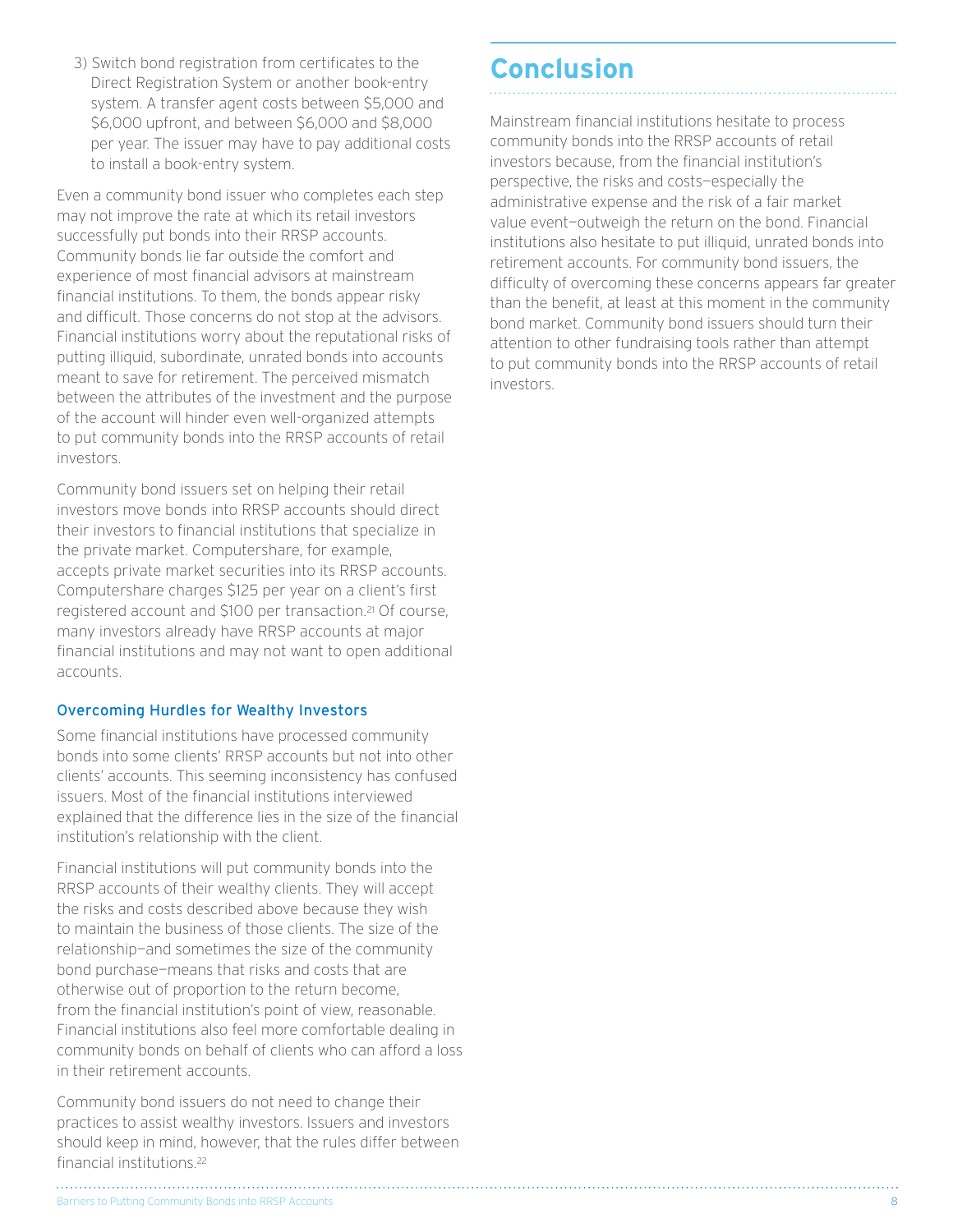3) Switch bond registration from certificates to the Direct Registration System or another book-entry system. A transfer agent costs between $5,000 and $6,000 upfront, and between $6,000 and $8,000 per year. The issuer may have to pay additional costs to install a book-entry system.

Even a community bond issuer who completes each step may not improve the rate at which its retail investors successfully put bonds into their RRSP accounts. Community bonds lie far outside the comfort and experience of most financial advisors at mainstream financial institutions. To them, the bonds appear risky and difficult. Those concerns do not stop at the advisors. Financial institutions worry about the reputational risks of putting illiquid, subordinate, unrated bonds into accounts meant to save for retirement. The perceived mismatch between the attributes of the investment and the purpose of the account will hinder even well-organized attempts to put community bonds into the RRSP accounts of retail investors.

Community bond issuers set on helping their retail investors move bonds into RRSP accounts should direct their investors to financial institutions that specialize in the private market. Computershare, for example, accepts private market securities into its RRSP accounts. Computershare charges $125 per year on a client's first registered account and $100 per transaction.[21] Of course, many investors already have RRSP accounts at major financial institutions and may not want to open additional accounts.

### Overcoming Hurdles for Wealthy Investors

Some financial institutions have processed community bonds into some clients' RRSP accounts but not into other clients' accounts. This seeming inconsistency has confused issuers. Most of the financial institutions interviewed explained that the difference lies in the size of the financial institution's relationship with the client.

Financial institutions will put community bonds into the RRSP accounts of their wealthy clients. They will accept the risks and costs described above because they wish to maintain the business of those clients. The size of the relationship—and sometimes the size of the community bond purchase—means that risks and costs that are otherwise out of proportion to the return become, from the financial institution's point of view, reasonable. Financial institutions also feel more comfortable dealing in community bonds on behalf of clients who can afford a loss in their retirement accounts.

Community bond issuers do not need to change their practices to assist wealthy investors. Issuers and investors should keep in mind, however, that the rules differ between financial institutions.[22]

## Conclusion

Mainstream financial institutions hesitate to process community bonds into the RRSP accounts of retail investors because, from the financial institution's perspective, the risks and costs—especially the administrative expense and the risk of a fair market value event—outweigh the return on the bond. Financial institutions also hesitate to put illiquid, unrated bonds into retirement accounts. For community bond issuers, the difficulty of overcoming these concerns appears far greater than the benefit, at least at this moment in the community bond market. Community bond issuers should turn their attention to other fundraising tools rather than attempt to put community bonds into the RRSP accounts of retail investors.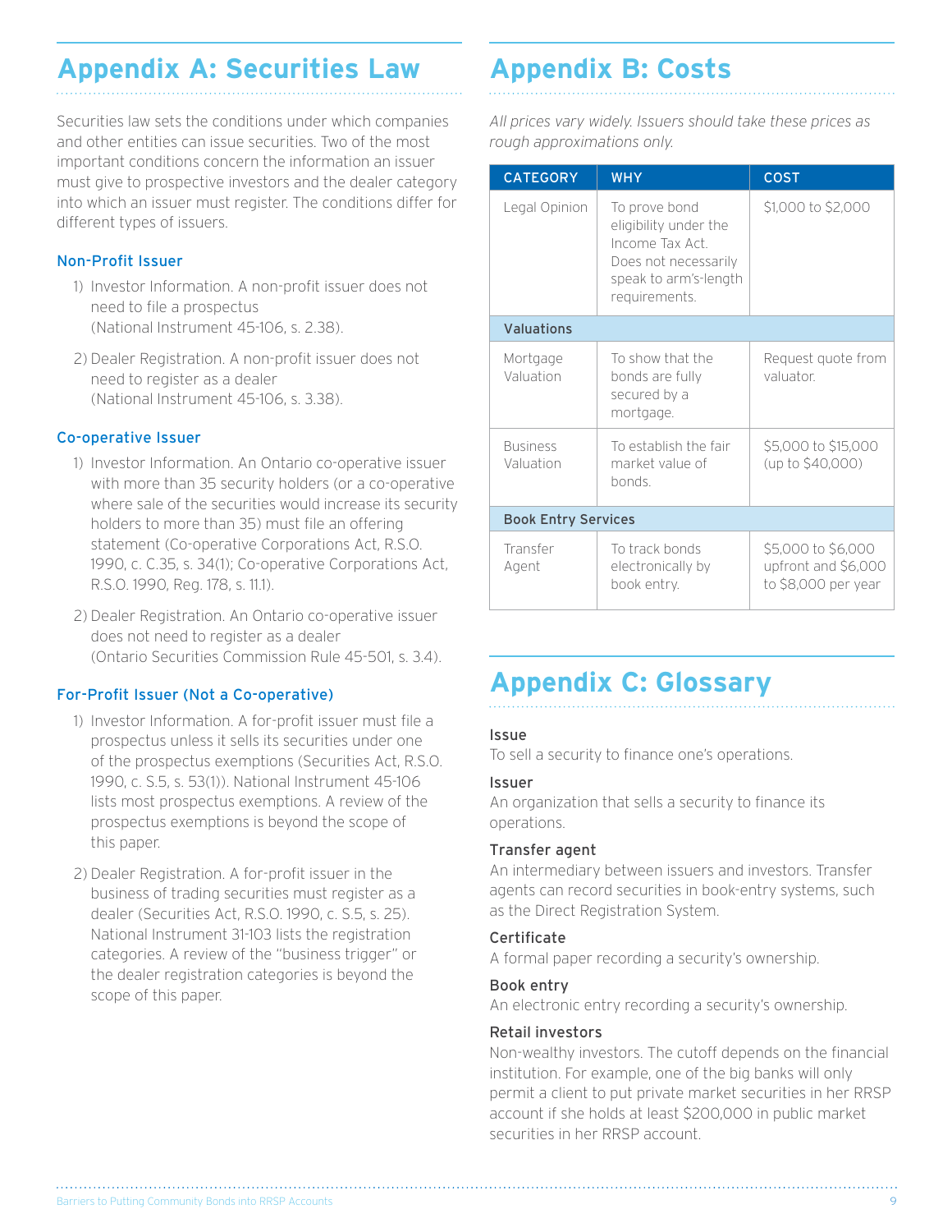## Appendix A: Securities Law

Securities law sets the conditions under which companies and other entities can issue securities. Two of the most important conditions concern the information an issuer must give to prospective investors and the dealer category into which an issuer must register. The conditions differ for different types of issuers.

### Non-Profit Issuer

1) Investor Information. A non-profit issuer does not need to file a prospectus (National Instrument 45-106, s. 2.38).

2) Dealer Registration. A non-profit issuer does not need to register as a dealer (National Instrument 45-106, s. 3.38).

### Co-operative Issuer

1) Investor Information. An Ontario co-operative issuer with more than 35 security holders (or a co-operative where sale of the securities would increase its security holders to more than 35) must file an offering statement (Co-operative Corporations Act, R.S.O. 1990, c. C.35, s. 34(1); Co-operative Corporations Act, R.S.O. 1990, Reg. 178, s. 11.1).

2) Dealer Registration. An Ontario co-operative issuer does not need to register as a dealer (Ontario Securities Commission Rule 45-501, s. 3.4).

### For-Profit Issuer (Not a Co-operative)

1) Investor Information. A for-profit issuer must file a prospectus unless it sells its securities under one of the prospectus exemptions (Securities Act, R.S.O. 1990, c. S.5, s. 53(1)). National Instrument 45-106 lists most prospectus exemptions. A review of the prospectus exemptions is beyond the scope of this paper.

2) Dealer Registration. A for-profit issuer in the business of trading securities must register as a dealer (Securities Act, R.S.O. 1990, c. S.5, s. 25). National Instrument 31-103 lists the registration categories. A review of the "business trigger" or the dealer registration categories is beyond the scope of this paper.

## Appendix B: Costs

*All prices vary widely. Issuers should take these prices as rough approximations only.*

| CATEGORY | WHY | COST |
|---|---|---|
| Legal Opinion | To prove bond eligibility under the Income Tax Act. Does not necessarily speak to arm's-length requirements. | $1,000 to $2,000 |
| **Valuations** | | |
| Mortgage Valuation | To show that the bonds are fully secured by a mortgage. | Request quote from valuator. |
| Business Valuation | To establish the fair market value of bonds. | $5,000 to $15,000 (up to $40,000) |
| **Book Entry Services** | | |
| Transfer Agent | To track bonds electronically by book entry. | $5,000 to $6,000 upfront and $6,000 to $8,000 per year |

## Appendix C: Glossary

**Issue**
To sell a security to finance one's operations.

**Issuer**
An organization that sells a security to finance its operations.

**Transfer agent**
An intermediary between issuers and investors. Transfer agents can record securities in book-entry systems, such as the Direct Registration System.

**Certificate**
A formal paper recording a security's ownership.

**Book entry**
An electronic entry recording a security's ownership.

**Retail investors**
Non-wealthy investors. The cutoff depends on the financial institution. For example, one of the big banks will only permit a client to put private market securities in her RRSP account if she holds at least $200,000 in public market securities in her RRSP account.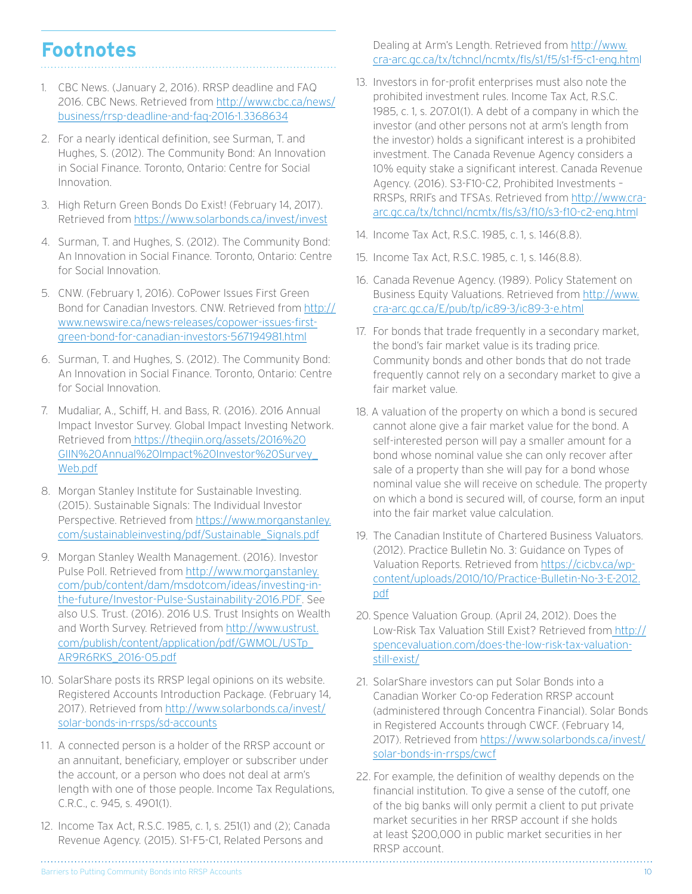## Footnotes

1. CBC News. (January 2, 2016). RRSP deadline and FAQ 2016. CBC News. Retrieved from http://www.cbc.ca/news/business/rrsp-deadline-and-faq-2016-1.3368634

2. For a nearly identical definition, see Surman, T. and Hughes, S. (2012). The Community Bond: An Innovation in Social Finance. Toronto, Ontario: Centre for Social Innovation.

3. High Return Green Bonds Do Exist! (February 14, 2017). Retrieved from https://www.solarbonds.ca/invest/invest

4. Surman, T. and Hughes, S. (2012). The Community Bond: An Innovation in Social Finance. Toronto, Ontario: Centre for Social Innovation.

5. CNW. (February 1, 2016). CoPower Issues First Green Bond for Canadian Investors. CNW. Retrieved from http://www.newswire.ca/news-releases/copower-issues-first-green-bond-for-canadian-investors-567194981.html

6. Surman, T. and Hughes, S. (2012). The Community Bond: An Innovation in Social Finance. Toronto, Ontario: Centre for Social Innovation.

7. Mudaliar, A., Schiff, H. and Bass, R. (2016). 2016 Annual Impact Investor Survey. Global Impact Investing Network. Retrieved from https://thegiin.org/assets/2016%20GIIN%20Annual%20Impact%20Investor%20Survey_Web.pdf

8. Morgan Stanley Institute for Sustainable Investing. (2015). Sustainable Signals: The Individual Investor Perspective. Retrieved from https://www.morganstanley.com/sustainableinvesting/pdf/Sustainable_Signals.pdf

9. Morgan Stanley Wealth Management. (2016). Investor Pulse Poll. Retrieved from http://www.morganstanley.com/pub/content/dam/msdotcom/ideas/investing-in-the-future/Investor-Pulse-Sustainability-2016.PDF. See also U.S. Trust. (2016). 2016 U.S. Trust Insights on Wealth and Worth Survey. Retrieved from http://www.ustrust.com/publish/content/application/pdf/GWMOL/USTp_AR9R6RKS_2016-05.pdf

10. SolarShare posts its RRSP legal opinions on its website. Registered Accounts Introduction Package. (February 14, 2017). Retrieved from http://www.solarbonds.ca/invest/solar-bonds-in-rrsps/sd-accounts

11. A connected person is a holder of the RRSP account or an annuitant, beneficiary, employer or subscriber under the account, or a person who does not deal at arm's length with one of those people. Income Tax Regulations, C.R.C., c. 945, s. 4901(1).

12. Income Tax Act, R.S.C. 1985, c. 1, s. 251(1) and (2); Canada Revenue Agency. (2015). S1-F5-C1, Related Persons and Dealing at Arm's Length. Retrieved from http://www.cra-arc.gc.ca/tx/tchncl/ncmtx/fls/s1/f5/s1-f5-c1-eng.html

13. Investors in for-profit enterprises must also note the prohibited investment rules. Income Tax Act, R.S.C. 1985, c. 1, s. 207.01(1). A debt of a company in which the investor (and other persons not at arm's length from the investor) holds a significant interest is a prohibited investment. The Canada Revenue Agency considers a 10% equity stake a significant interest. Canada Revenue Agency. (2016). S3-F10-C2, Prohibited Investments – RRSPs, RRIFs and TFSAs. Retrieved from http://www.cra-arc.gc.ca/tx/tchncl/ncmtx/fls/s3/f10/s3-f10-c2-eng.html

14. Income Tax Act, R.S.C. 1985, c. 1, s. 146(8.8).

15. Income Tax Act, R.S.C. 1985, c. 1, s. 146(8.8).

16. Canada Revenue Agency. (1989). Policy Statement on Business Equity Valuations. Retrieved from http://www.cra-arc.gc.ca/E/pub/tp/ic89-3/ic89-3-e.html

17. For bonds that trade frequently in a secondary market, the bond's fair market value is its trading price. Community bonds and other bonds that do not trade frequently cannot rely on a secondary market to give a fair market value.

18. A valuation of the property on which a bond is secured cannot alone give a fair market value for the bond. A self-interested person will pay a smaller amount for a bond whose nominal value she can only recover after sale of a property than she will pay for a bond whose nominal value she will receive on schedule. The property on which a bond is secured will, of course, form an input into the fair market value calculation.

19. The Canadian Institute of Chartered Business Valuators. (2012). Practice Bulletin No. 3: Guidance on Types of Valuation Reports. Retrieved from https://cicbv.ca/wp-content/uploads/2010/10/Practice-Bulletin-No-3-E-2012.pdf

20. Spence Valuation Group. (April 24, 2012). Does the Low-Risk Tax Valuation Still Exist? Retrieved from http://spencevaluation.com/does-the-low-risk-tax-valuation-still-exist/

21. SolarShare investors can put Solar Bonds into a Canadian Worker Co-op Federation RRSP account (administered through Concentra Financial). Solar Bonds in Registered Accounts through CWCF. (February 14, 2017). Retrieved from https://www.solarbonds.ca/invest/solar-bonds-in-rrsps/cwcf

22. For example, the definition of wealthy depends on the financial institution. To give a sense of the cutoff, one of the big banks will only permit a client to put private market securities in her RRSP account if she holds at least $200,000 in public market securities in her RRSP account.